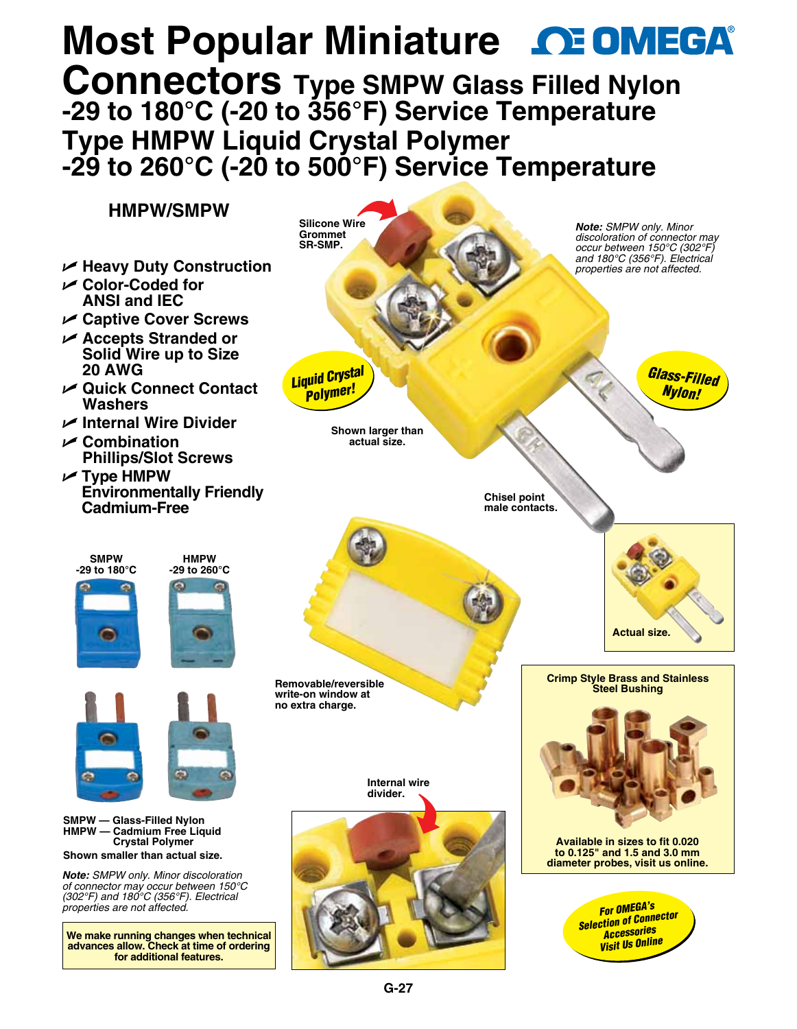# Most Popular Miniature Connectors

## Type SMPW Glass Filled Nylon -29 to 180°C (-20 to 356°F) Service Temperature

## Type HMPW Liquid Crystal Polymer -29 to 260°C (-20 to 500°F) Service Temperature

### HMPW/SMPW

- Heavy Duty Construction
- Color-Coded for ANSI and IEC
- Captive Cover Screws
- Accepts Stranded or Solid Wire up to Size 20 AWG
- Quick Connect Contact Washers
- Internal Wire Divider
- Combination Phillips/Slot Screws
- Type HMPW Environmentally Friendly Cadmium-Free

Silicone Wire Grommet SR-SMP.

***Note:*** *SMPW only. Minor discoloration of connector may occur between 150°C (302°F) and 180°C (356°F). Electrical properties are not affected.*

Liquid Crystal Polymer!

Glass-Filled Nylon!

Shown larger than actual size.

Chisel point male contacts.

Actual size.

SMPW -29 to 180°C

HMPW -29 to 260°C

Removable/reversible write-on window at no extra charge.

**Crimp Style Brass and Stainless Steel Bushing**

Available in sizes to fit 0.020 to 0.125" and 1.5 and 3.0 mm diameter probes, visit us online.

Internal wire divider.

SMPW — Glass-Filled Nylon
HMPW — Cadmium Free Liquid Crystal Polymer

Shown smaller than actual size.

***Note:*** *SMPW only. Minor discoloration of connector may occur between 150°C (302°F) and 180°C (356°F). Electrical properties are not affected.*

**We make running changes when technical advances allow. Check at time of ordering for additional features.**

For OMEGA's Selection of Connector Accessories Visit Us Online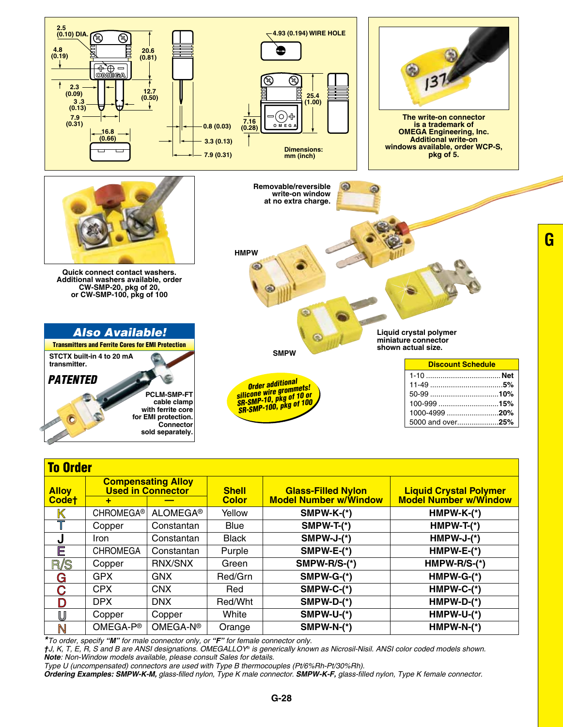2.5
(0.10) DIA.

4.8
(0.19)

20.6
(0.81)

2.3
(0.09)
3.3
(0.13)

12.7
(0.50)

7.9
(0.31)

16.8
(0.66)

0.8 (0.03)

3.3 (0.13)

7.9 (0.31)

4.93 (0.194) WIRE HOLE

7.16
(0.28)

25.4
(1.00)

Dimensions:
mm (inch)

The write-on connector is a trademark of OMEGA Engineering, Inc. Additional write-on windows available, order WCP-S, pkg of 5.

Quick connect contact washers. Additional washers available, order CW-SMP-20, pkg of 20, or CW-SMP-100, pkg of 100

Removable/reversible write-on window at no extra charge.

HMPW

SMPW

Liquid crystal polymer miniature connector shown actual size.

## *Also Available!*

**Transmitters and Ferrite Cores for EMI Protection**

**STCTX built-in 4 to 20 mA transmitter.**

***PATENTED***

**PCLM-SMP-FT cable clamp with ferrite core for EMI protection. Connector sold separately.**

***Order additional silicone wire grommets! SR-SMP-10, pkg of 10 or SR-SMP-100, pkg of 100***

| Discount Schedule | |
|---|---|
| 1-10 | Net |
| 11-49 | 5% |
| 50-99 | 10% |
| 100-999 | 15% |
| 1000-4999 | 20% |
| 5000 and over | 25% |

## To Order

| Alloy Code† | Compensating Alloy Used in Connector + | Compensating Alloy Used in Connector — | Shell Color | Glass-Filled Nylon Model Number w/Window | Liquid Crystal Polymer Model Number w/Window |
|---|---|---|---|---|---|
| K | CHROMEGA® | ALOMEGA® | Yellow | SMPW-K-(*) | HMPW-K-(*) |
| T | Copper | Constantan | Blue | SMPW-T-(*) | HMPW-T-(*) |
| J | Iron | Constantan | Black | SMPW-J-(*) | HMPW-J-(*) |
| E | CHROMEGA | Constantan | Purple | SMPW-E-(*) | HMPW-E-(*) |
| R/S | Copper | RNX/SNX | Green | SMPW-R/S-(*) | HMPW-R/S-(*) |
| G | GPX | GNX | Red/Grn | SMPW-G-(*) | HMPW-G-(*) |
| C | CPX | CNX | Red | SMPW-C-(*) | HMPW-C-(*) |
| D | DPX | DNX | Red/Wht | SMPW-D-(*) | HMPW-D-(*) |
| U | Copper | Copper | White | SMPW-U-(*) | HMPW-U-(*) |
| N | OMEGA-P® | OMEGA-N® | Orange | SMPW-N-(*) | HMPW-N-(*) |

*\*To order, specify **"M"** for male connector only, or **"F"** for female connector only.*

*†J, K, T, E, R, S and B are ANSI designations. OMEGALLOY® is generically known as Nicrosil-Nisil. ANSI color coded models shown.*

*__Note__: Non-Window models available, please consult Sales for details.*

*Type U (uncompensated) connectors are used with Type B thermocouples (Pt/6%Rh-Pt/30%Rh).*

***Ordering Examples: SMPW-K-M,** glass-filled nylon, Type K male connector. **SMPW-K-F,** glass-filled nylon, Type K female connector.*